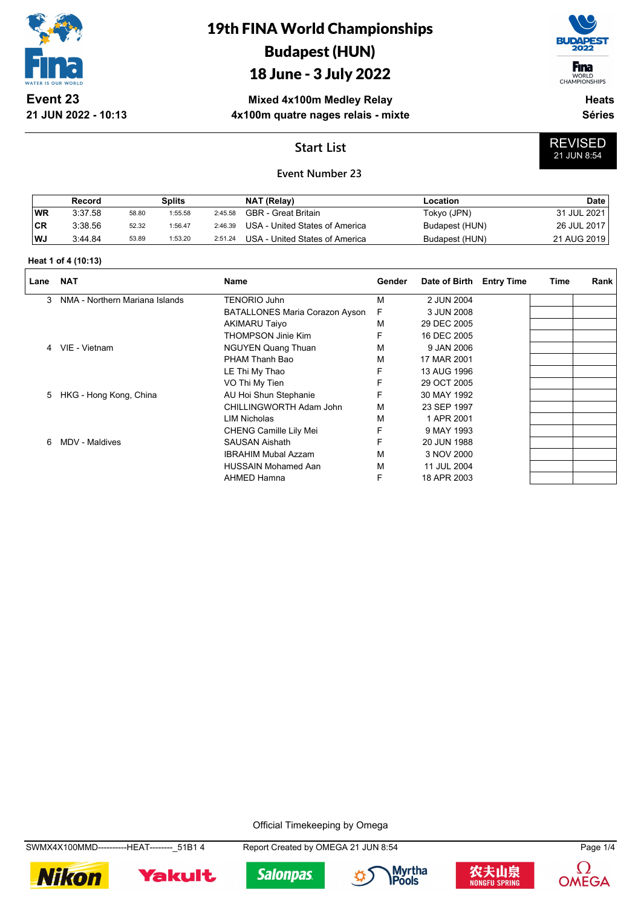# 19th FINA World Championships
# Budapest (HUN)
# 18 June - 3 July 2022

**Event 23**
**21 JUN 2022 - 10:13**

**Mixed 4x100m Medley Relay**
**4x100m quatre nages relais - mixte**

**Heats**
**Séries**

## Start List

**REVISED**
21 JUN 8:54

### Event Number 23

| | Record | Splits | | | NAT (Relay) | Location | Date |
|---|---|---|---|---|---|---|---|
| WR | 3:37.58 | 58.80 | 1:55.58 | 2:45.58 | GBR - Great Britain | Tokyo (JPN) | 31 JUL 2021 |
| CR | 3:38.56 | 52.32 | 1:56.47 | 2:46.39 | USA - United States of America | Budapest (HUN) | 26 JUL 2017 |
| WJ | 3:44.84 | 53.89 | 1:53.20 | 2:51.24 | USA - United States of America | Budapest (HUN) | 21 AUG 2019 |

**Heat 1 of 4 (10:13)**

| Lane | NAT | Name | Gender | Date of Birth | Entry Time | Time | Rank |
|---|---|---|---|---|---|---|---|
| 3 | NMA - Northern Mariana Islands | TENORIO Juhn | M | 2 JUN 2004 | | | |
| | | BATALLONES Maria Corazon Ayson | F | 3 JUN 2008 | | | |
| | | AKIMARU Taiyo | M | 29 DEC 2005 | | | |
| | | THOMPSON Jinie Kim | F | 16 DEC 2005 | | | |
| 4 | VIE - Vietnam | NGUYEN Quang Thuan | M | 9 JAN 2006 | | | |
| | | PHAM Thanh Bao | M | 17 MAR 2001 | | | |
| | | LE Thi My Thao | F | 13 AUG 1996 | | | |
| | | VO Thi My Tien | F | 29 OCT 2005 | | | |
| 5 | HKG - Hong Kong, China | AU Hoi Shun Stephanie | F | 30 MAY 1992 | | | |
| | | CHILLINGWORTH Adam John | M | 23 SEP 1997 | | | |
| | | LIM Nicholas | M | 1 APR 2001 | | | |
| | | CHENG Camille Lily Mei | F | 9 MAY 1993 | | | |
| 6 | MDV - Maldives | SAUSAN Aishath | F | 20 JUN 1988 | | | |
| | | IBRAHIM Mubal Azzam | M | 3 NOV 2000 | | | |
| | | HUSSAIN Mohamed Aan | M | 11 JUL 2004 | | | |
| | | AHMED Hamna | F | 18 APR 2003 | | | |

Official Timekeeping by Omega

SWMX4X100MMD----------HEAT--------_51B1 4    Report Created by OMEGA 21 JUN 8:54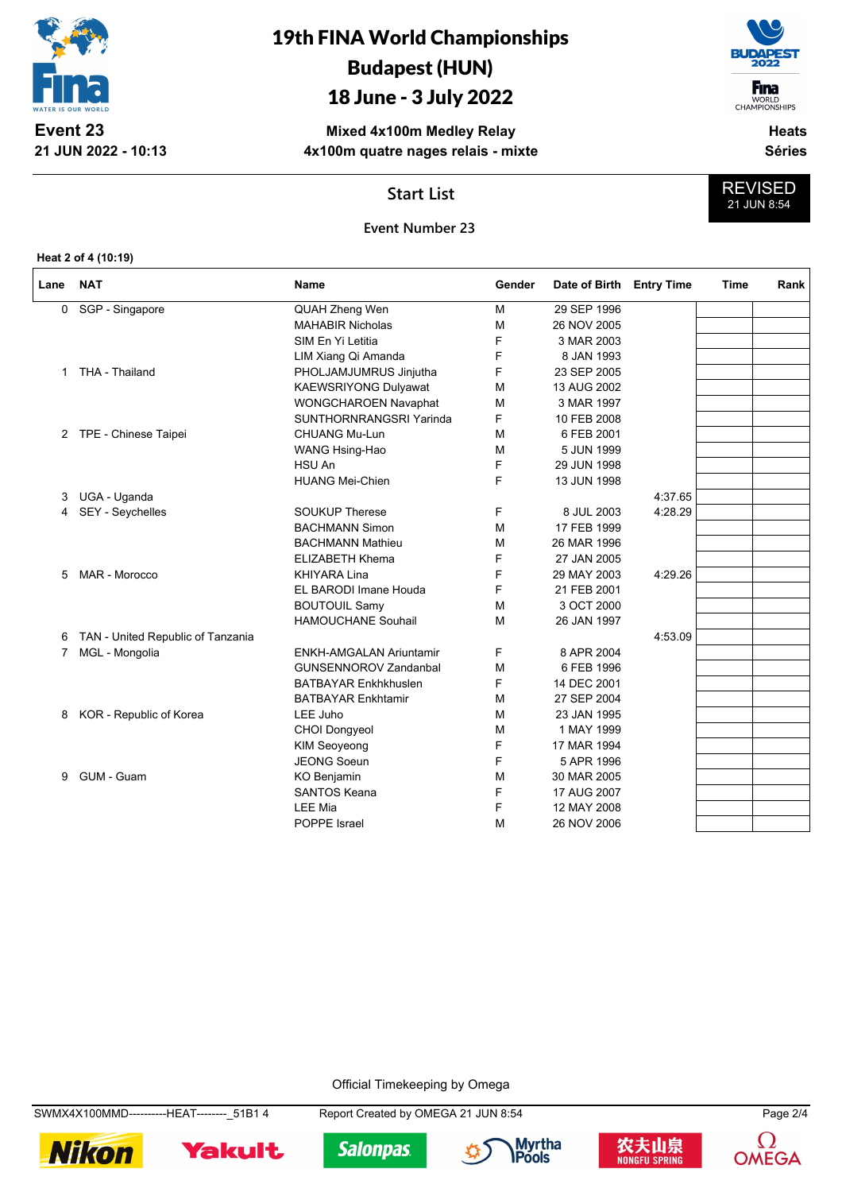# 19th FINA World Championships
# Budapest (HUN)
# 18 June - 3 July 2022

**Event 23**
**21 JUN 2022 - 10:13**

**Mixed 4x100m Medley Relay**
**4x100m quatre nages relais - mixte**

**Heats**
**Séries**

## Start List

REVISED
21 JUN 8:54

### Event Number 23

**Heat 2 of 4 (10:19)**

| Lane | NAT | Name | Gender | Date of Birth | Entry Time | Time | Rank |
|---|---|---|---|---|---|---|---|
| 0 | SGP - Singapore | QUAH Zheng Wen | M | 29 SEP 1996 | | | |
| | | MAHABIR Nicholas | M | 26 NOV 2005 | | | |
| | | SIM En Yi Letitia | F | 3 MAR 2003 | | | |
| | | LIM Xiang Qi Amanda | F | 8 JAN 1993 | | | |
| 1 | THA - Thailand | PHOLJAMJUMRUS Jinjutha | F | 23 SEP 2005 | | | |
| | | KAEWSRIYONG Dulyawat | M | 13 AUG 2002 | | | |
| | | WONGCHAROEN Navaphat | M | 3 MAR 1997 | | | |
| | | SUNTHORNRANGSRI Yarinda | F | 10 FEB 2008 | | | |
| 2 | TPE - Chinese Taipei | CHUANG Mu-Lun | M | 6 FEB 2001 | | | |
| | | WANG Hsing-Hao | M | 5 JUN 1999 | | | |
| | | HSU An | F | 29 JUN 1998 | | | |
| | | HUANG Mei-Chien | F | 13 JUN 1998 | | | |
| 3 | UGA - Uganda | | | | 4:37.65 | | |
| 4 | SEY - Seychelles | SOUKUP Therese | F | 8 JUL 2003 | 4:28.29 | | |
| | | BACHMANN Simon | M | 17 FEB 1999 | | | |
| | | BACHMANN Mathieu | M | 26 MAR 1996 | | | |
| | | ELIZABETH Khema | F | 27 JAN 2005 | | | |
| 5 | MAR - Morocco | KHIYARA Lina | F | 29 MAY 2003 | 4:29.26 | | |
| | | EL BARODI Imane Houda | F | 21 FEB 2001 | | | |
| | | BOUTOUIL Samy | M | 3 OCT 2000 | | | |
| | | HAMOUCHANE Souhail | M | 26 JAN 1997 | | | |
| 6 | TAN - United Republic of Tanzania | | | | 4:53.09 | | |
| 7 | MGL - Mongolia | ENKH-AMGALAN Ariuntamir | F | 8 APR 2004 | | | |
| | | GUNSENNOROV Zandanbal | M | 6 FEB 1996 | | | |
| | | BATBAYAR Enkhkhuslen | F | 14 DEC 2001 | | | |
| | | BATBAYAR Enkhtamir | M | 27 SEP 2004 | | | |
| 8 | KOR - Republic of Korea | LEE Juho | M | 23 JAN 1995 | | | |
| | | CHOI Dongyeol | M | 1 MAY 1999 | | | |
| | | KIM Seoyeong | F | 17 MAR 1994 | | | |
| | | JEONG Soeun | F | 5 APR 1996 | | | |
| 9 | GUM - Guam | KO Benjamin | M | 30 MAR 2005 | | | |
| | | SANTOS Keana | F | 17 AUG 2007 | | | |
| | | LEE Mia | F | 12 MAY 2008 | | | |
| | | POPPE Israel | M | 26 NOV 2006 | | | |

Official Timekeeping by Omega

SWMX4X100MMD----------HEAT--------_51B1 4 Report Created by OMEGA 21 JUN 8:54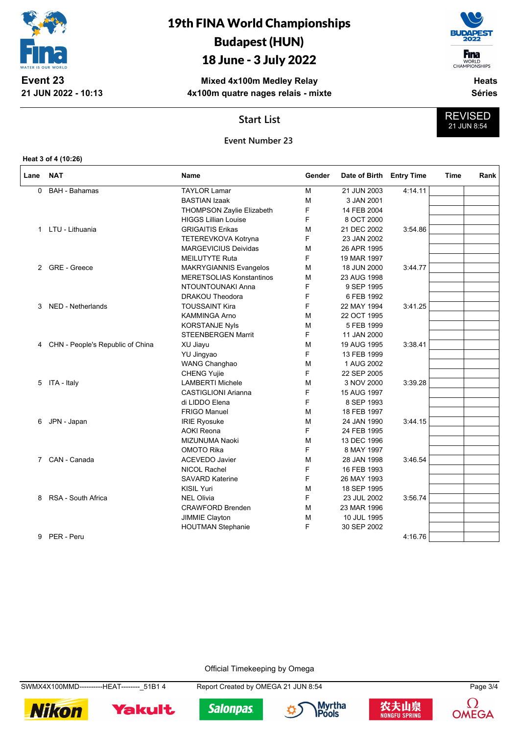# 19th FINA World Championships
# Budapest (HUN)
# 18 June - 3 July 2022

**Event 23**
**21 JUN 2022 - 10:13**

**Mixed 4x100m Medley Relay**
**4x100m quatre nages relais - mixte**

**Heats**
**Séries**

## Start List

**REVISED**
21 JUN 8:54

### Event Number 23

**Heat 3 of 4 (10:26)**

| Lane | NAT | Name | Gender | Date of Birth | Entry Time | Time | Rank |
|---|---|---|---|---|---|---|---|
| 0 | BAH - Bahamas | TAYLOR Lamar | M | 21 JUN 2003 | 4:14.11 | | |
| | | BASTIAN Izaak | M | 3 JAN 2001 | | | |
| | | THOMPSON Zaylie Elizabeth | F | 14 FEB 2004 | | | |
| | | HIGGS Lillian Louise | F | 8 OCT 2000 | | | |
| 1 | LTU - Lithuania | GRIGAITIS Erikas | M | 21 DEC 2002 | 3:54.86 | | |
| | | TETEREVKOVA Kotryna | F | 23 JAN 2002 | | | |
| | | MARGEVICIUS Deividas | M | 26 APR 1995 | | | |
| | | MEILUTYTE Ruta | F | 19 MAR 1997 | | | |
| 2 | GRE - Greece | MAKRYGIANNIS Evangelos | M | 18 JUN 2000 | 3:44.77 | | |
| | | MERETSOLIAS Konstantinos | M | 23 AUG 1998 | | | |
| | | NTOUNTOUNAKI Anna | F | 9 SEP 1995 | | | |
| | | DRAKOU Theodora | F | 6 FEB 1992 | | | |
| 3 | NED - Netherlands | TOUSSAINT Kira | F | 22 MAY 1994 | 3:41.25 | | |
| | | KAMMINGA Arno | M | 22 OCT 1995 | | | |
| | | KORSTANJE Nyls | M | 5 FEB 1999 | | | |
| | | STEENBERGEN Marrit | F | 11 JAN 2000 | | | |
| 4 | CHN - People's Republic of China | XU Jiayu | M | 19 AUG 1995 | 3:38.41 | | |
| | | YU Jingyao | F | 13 FEB 1999 | | | |
| | | WANG Changhao | M | 1 AUG 2002 | | | |
| | | CHENG Yujie | F | 22 SEP 2005 | | | |
| 5 | ITA - Italy | LAMBERTI Michele | M | 3 NOV 2000 | 3:39.28 | | |
| | | CASTIGLIONI Arianna | F | 15 AUG 1997 | | | |
| | | di LIDDO Elena | F | 8 SEP 1993 | | | |
| | | FRIGO Manuel | M | 18 FEB 1997 | | | |
| 6 | JPN - Japan | IRIE Ryosuke | M | 24 JAN 1990 | 3:44.15 | | |
| | | AOKI Reona | F | 24 FEB 1995 | | | |
| | | MIZUNUMA Naoki | M | 13 DEC 1996 | | | |
| | | OMOTO Rika | F | 8 MAY 1997 | | | |
| 7 | CAN - Canada | ACEVEDO Javier | M | 28 JAN 1998 | 3:46.54 | | |
| | | NICOL Rachel | F | 16 FEB 1993 | | | |
| | | SAVARD Katerine | F | 26 MAY 1993 | | | |
| | | KISIL Yuri | M | 18 SEP 1995 | | | |
| 8 | RSA - South Africa | NEL Olivia | F | 23 JUL 2002 | 3:56.74 | | |
| | | CRAWFORD Brenden | M | 23 MAR 1996 | | | |
| | | JIMMIE Clayton | M | 10 JUL 1995 | | | |
| | | HOUTMAN Stephanie | F | 30 SEP 2002 | | | |
| 9 | PER - Peru | | | | 4:16.76 | | |

Official Timekeeping by Omega

SWMX4X100MMD----------HEAT--------_51B1 4 Report Created by OMEGA 21 JUN 8:54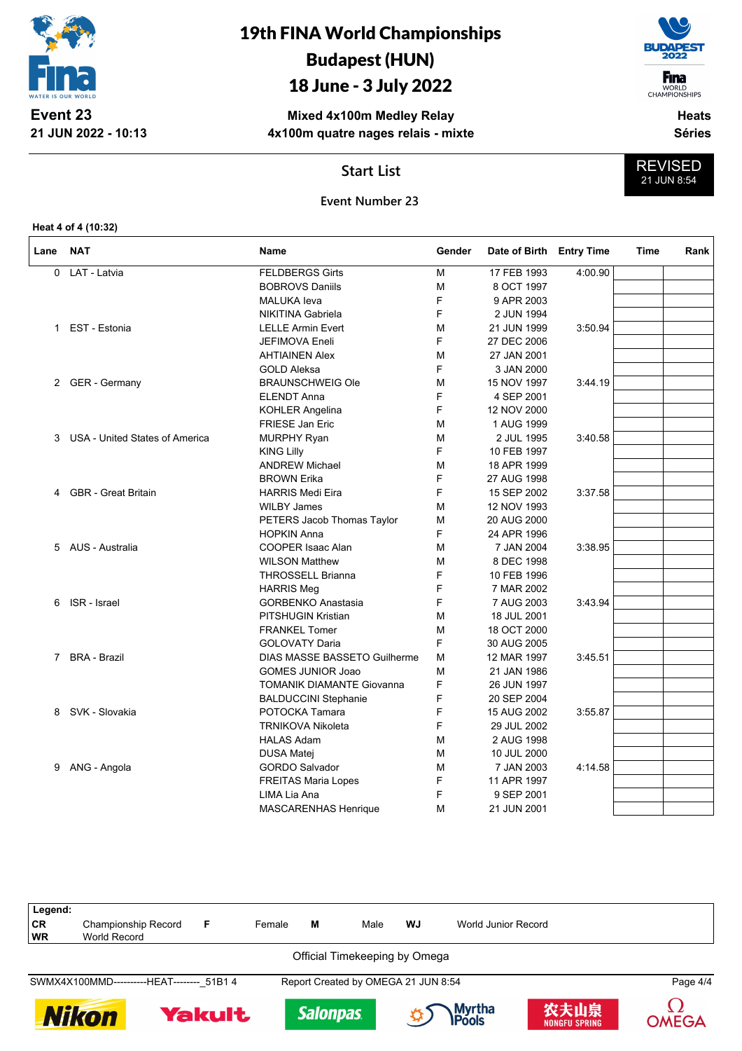# 19th FINA World Championships

## Budapest (HUN)

## 18 June - 3 July 2022

**Event 23**
**21 JUN 2022 - 10:13**

**Mixed 4x100m Medley Relay**
**4x100m quatre nages relais - mixte**

**Heats**
**Séries**

## Start List

REVISED
21 JUN 8:54

**Event Number 23**

**Heat 4 of 4 (10:32)**

| Lane | NAT | Name | Gender | Date of Birth | Entry Time | Time | Rank |
|---|---|---|---|---|---|---|---|
| 0 | LAT - Latvia | FELDBERGS Girts | M | 17 FEB 1993 | 4:00.90 | | |
| | | BOBROVS Daniils | M | 8 OCT 1997 | | | |
| | | MALUKA Ieva | F | 9 APR 2003 | | | |
| | | NIKITINA Gabriela | F | 2 JUN 1994 | | | |
| 1 | EST - Estonia | LELLE Armin Evert | M | 21 JUN 1999 | 3:50.94 | | |
| | | JEFIMOVA Eneli | F | 27 DEC 2006 | | | |
| | | AHTIAINEN Alex | M | 27 JAN 2001 | | | |
| | | GOLD Aleksa | F | 3 JAN 2000 | | | |
| 2 | GER - Germany | BRAUNSCHWEIG Ole | M | 15 NOV 1997 | 3:44.19 | | |
| | | ELENDT Anna | F | 4 SEP 2001 | | | |
| | | KOHLER Angelina | F | 12 NOV 2000 | | | |
| | | FRIESE Jan Eric | M | 1 AUG 1999 | | | |
| 3 | USA - United States of America | MURPHY Ryan | M | 2 JUL 1995 | 3:40.58 | | |
| | | KING Lilly | F | 10 FEB 1997 | | | |
| | | ANDREW Michael | M | 18 APR 1999 | | | |
| | | BROWN Erika | F | 27 AUG 1998 | | | |
| 4 | GBR - Great Britain | HARRIS Medi Eira | F | 15 SEP 2002 | 3:37.58 | | |
| | | WILBY James | M | 12 NOV 1993 | | | |
| | | PETERS Jacob Thomas Taylor | M | 20 AUG 2000 | | | |
| | | HOPKIN Anna | F | 24 APR 1996 | | | |
| 5 | AUS - Australia | COOPER Isaac Alan | M | 7 JAN 2004 | 3:38.95 | | |
| | | WILSON Matthew | M | 8 DEC 1998 | | | |
| | | THROSSELL Brianna | F | 10 FEB 1996 | | | |
| | | HARRIS Meg | F | 7 MAR 2002 | | | |
| 6 | ISR - Israel | GORBENKO Anastasia | F | 7 AUG 2003 | 3:43.94 | | |
| | | PITSHUGIN Kristian | M | 18 JUL 2001 | | | |
| | | FRANKEL Tomer | M | 18 OCT 2000 | | | |
| | | GOLOVATY Daria | F | 30 AUG 2005 | | | |
| 7 | BRA - Brazil | DIAS MASSE BASSETO Guilherme | M | 12 MAR 1997 | 3:45.51 | | |
| | | GOMES JUNIOR Joao | M | 21 JAN 1986 | | | |
| | | TOMANIK DIAMANTE Giovanna | F | 26 JUN 1997 | | | |
| | | BALDUCCINI Stephanie | F | 20 SEP 2004 | | | |
| 8 | SVK - Slovakia | POTOCKA Tamara | F | 15 AUG 2002 | 3:55.87 | | |
| | | TRNIKOVA Nikoleta | F | 29 JUL 2002 | | | |
| | | HALAS Adam | M | 2 AUG 1998 | | | |
| | | DUSA Matej | M | 10 JUL 2000 | | | |
| 9 | ANG - Angola | GORDO Salvador | M | 7 JAN 2003 | 4:14.58 | | |
| | | FREITAS Maria Lopes | F | 11 APR 1997 | | | |
| | | LIMA Lia Ana | F | 9 SEP 2001 | | | |
| | | MASCARENHAS Henrique | M | 21 JUN 2001 | | | |

**Legend:**

| | | | | | | | |
|---|---|---|---|---|---|---|---|
| **CR** | Championship Record | **F** | Female | **M** | Male | **WJ** | World Junior Record |
| **WR** | World Record | | | | | | |

Official Timekeeping by Omega

SWMX4X100MMD----------HEAT--------_51B1 4 Report Created by OMEGA 21 JUN 8:54